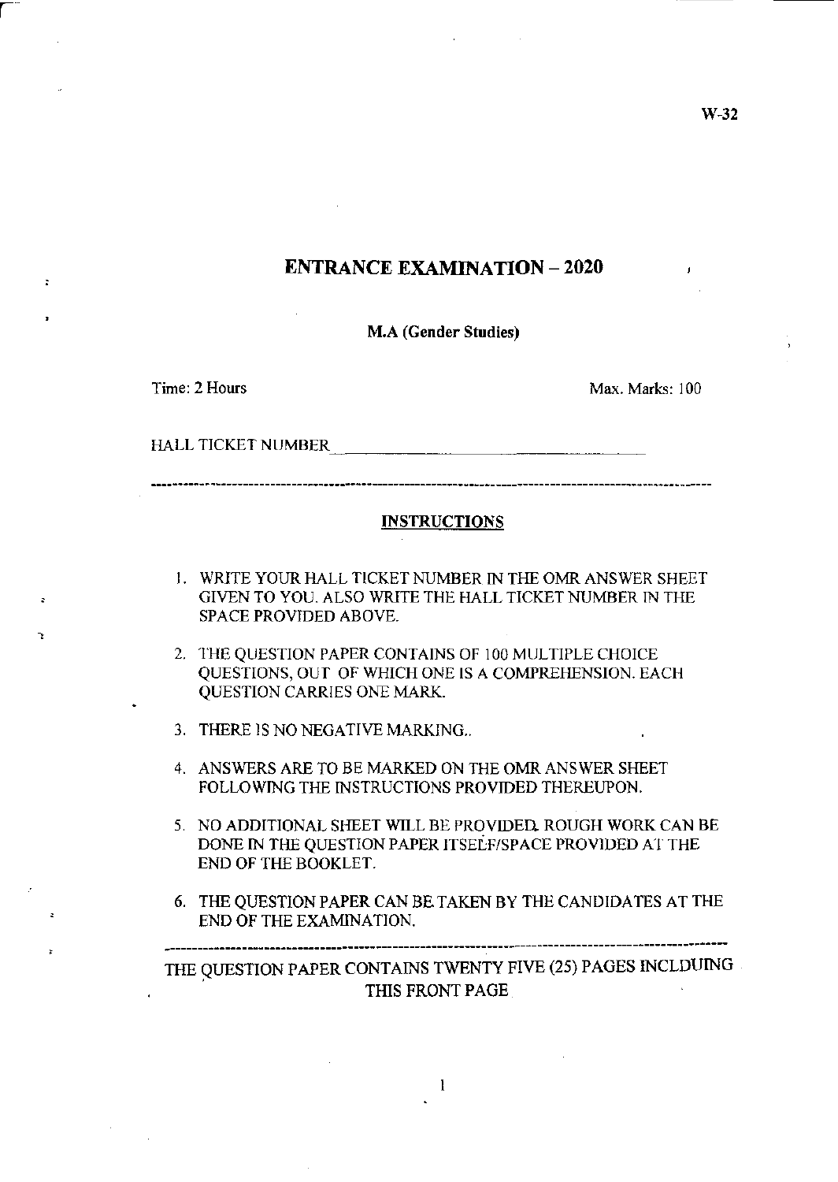W-32

# ENTRANCE EXAMINATION – 2020

**M.A (Gender Studies)**

Time: 2 Hours Max. Marks: 100

HALL TICKET NUMBER ______________________________

---

## INSTRUCTIONS

1. WRITE YOUR HALL TICKET NUMBER IN THE OMR ANSWER SHEET GIVEN TO YOU. ALSO WRITE THE HALL TICKET NUMBER IN THE SPACE PROVIDED ABOVE.
2. THE QUESTION PAPER CONTAINS OF 100 MULTIPLE CHOICE QUESTIONS, OUT OF WHICH ONE IS A COMPREHENSION. EACH QUESTION CARRIES ONE MARK.
3. THERE IS NO NEGATIVE MARKING..
4. ANSWERS ARE TO BE MARKED ON THE OMR ANSWER SHEET FOLLOWING THE INSTRUCTIONS PROVIDED THEREUPON.
5. NO ADDITIONAL SHEET WILL BE PROVIDED. ROUGH WORK CAN BE DONE IN THE QUESTION PAPER ITSELF/SPACE PROVIDED AT THE END OF THE BOOKLET.
6. THE QUESTION PAPER CAN BE TAKEN BY THE CANDIDATES AT THE END OF THE EXAMINATION.

---

THE QUESTION PAPER CONTAINS TWENTY FIVE (25) PAGES INCLDUING THIS FRONT PAGE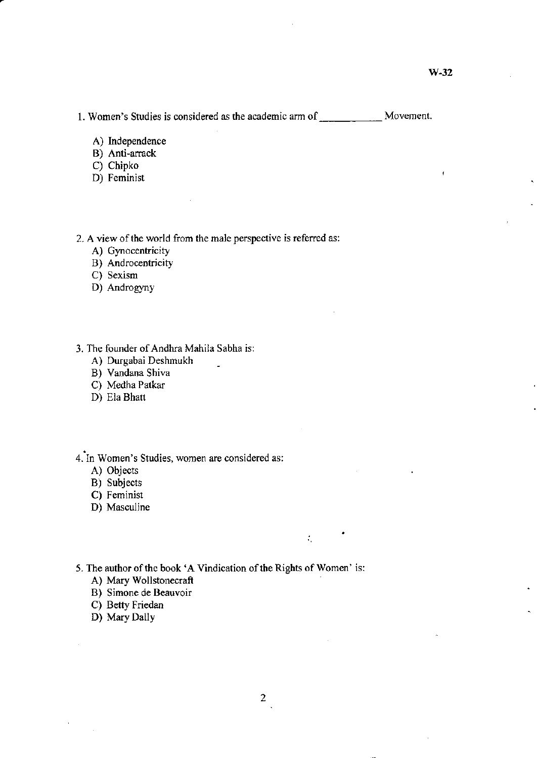1. Women's Studies is considered as the academic arm of ___________ Movement.

   A) Independence
   B) Anti-arrack
   C) Chipko
   D) Feminist

2. A view of the world from the male perspective is referred as:

   A) Gynocentricity
   B) Androcentricity
   C) Sexism
   D) Androgyny

3. The founder of Andhra Mahila Sabha is:

   A) Durgabai Deshmukh
   B) Vandana Shiva
   C) Medha Patkar
   D) Ela Bhatt

4. In Women's Studies, women are considered as:

   A) Objects
   B) Subjects
   C) Feminist
   D) Masculine

5. The author of the book 'A Vindication of the Rights of Women' is:

   A) Mary Wollstonecraft
   B) Simone de Beauvoir
   C) Betty Friedan
   D) Mary Dally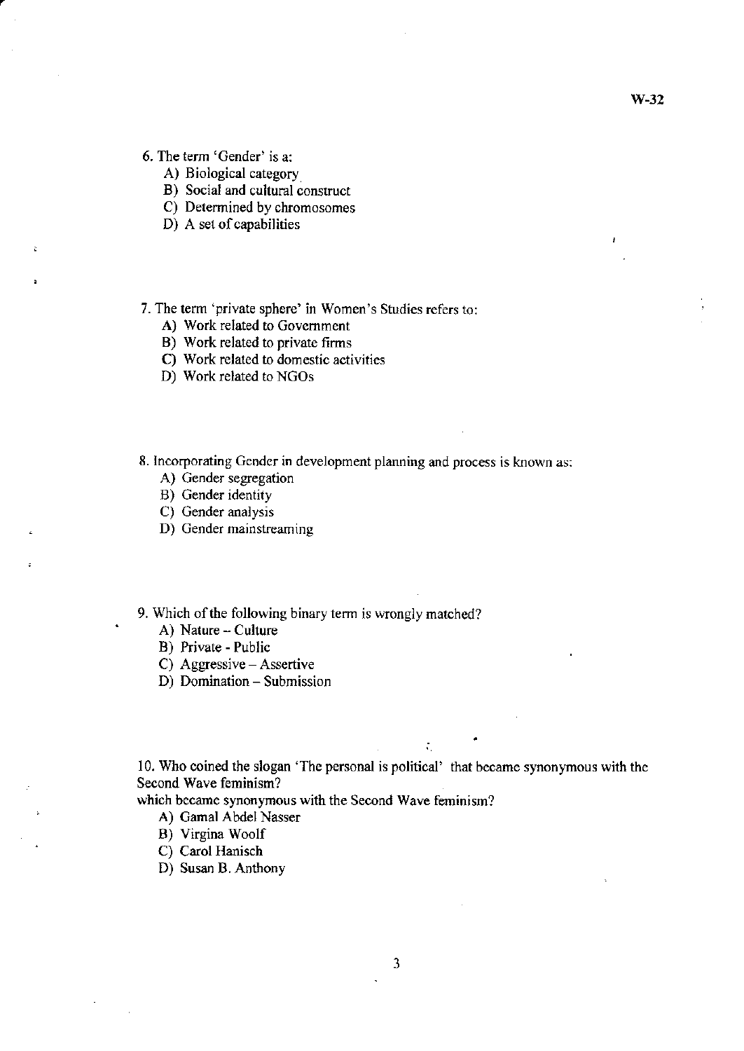6. The term 'Gender' is a:
   A) Biological category
   B) Social and cultural construct
   C) Determined by chromosomes
   D) A set of capabilities

7. The term 'private sphere' in Women's Studies refers to:
   A) Work related to Government
   B) Work related to private firms
   C) Work related to domestic activities
   D) Work related to NGOs

8. Incorporating Gender in development planning and process is known as:
   A) Gender segregation
   B) Gender identity
   C) Gender analysis
   D) Gender mainstreaming

9. Which of the following binary term is wrongly matched?
   A) Nature – Culture
   B) Private - Public
   C) Aggressive – Assertive
   D) Domination – Submission

10. Who coined the slogan 'The personal is political' that became synonymous with the Second Wave feminism?
which became synonymous with the Second Wave feminism?
   A) Gamal Abdel Nasser
   B) Virgina Woolf
   C) Carol Hanisch
   D) Susan B. Anthony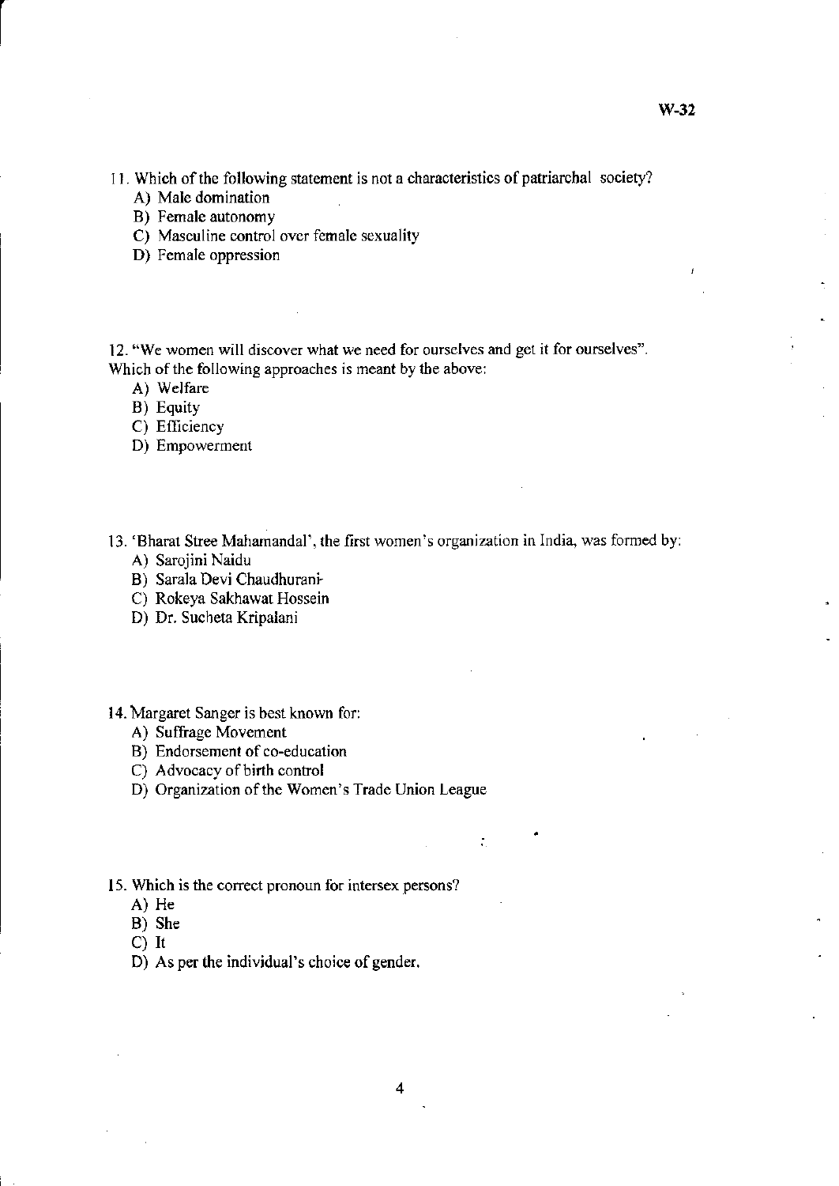11. Which of the following statement is not a characteristics of patriarchal society?
    A) Male domination
    B) Female autonomy
    C) Masculine control over female sexuality
    D) Female oppression

12. "We women will discover what we need for ourselves and get it for ourselves". Which of the following approaches is meant by the above:
    A) Welfare
    B) Equity
    C) Efficiency
    D) Empowerment

13. 'Bharat Stree Mahamandal', the first women's organization in India, was formed by:
    A) Sarojini Naidu
    B) Sarala Devi Chaudhurani
    C) Rokeya Sakhawat Hossein
    D) Dr. Sucheta Kripalani

14. Margaret Sanger is best known for:
    A) Suffrage Movement
    B) Endorsement of co-education
    C) Advocacy of birth control
    D) Organization of the Women's Trade Union League

15. Which is the correct pronoun for intersex persons?
    A) He
    B) She
    C) It
    D) As per the individual's choice of gender.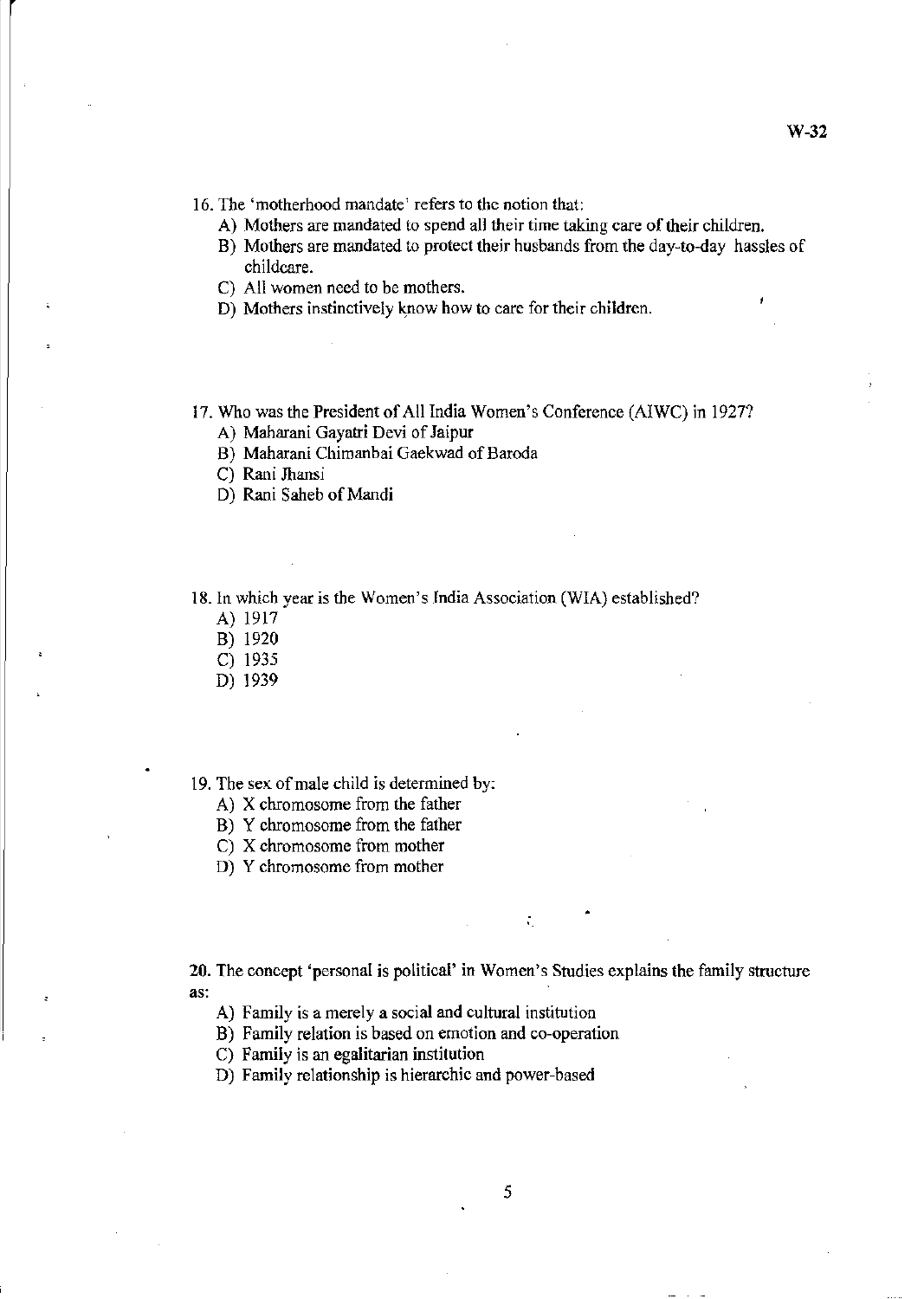16. The 'motherhood mandate' refers to the notion that:
    - A) Mothers are mandated to spend all their time taking care of their children.
    - B) Mothers are mandated to protect their husbands from the day-to-day hassles of childcare.
    - C) All women need to be mothers.
    - D) Mothers instinctively know how to care for their children.

17. Who was the President of All India Women's Conference (AIWC) in 1927?
    - A) Maharani Gayatri Devi of Jaipur
    - B) Maharani Chimanbai Gaekwad of Baroda
    - C) Rani Jhansi
    - D) Rani Saheb of Mandi

18. In which year is the Women's India Association (WIA) established?
    - A) 1917
    - B) 1920
    - C) 1935
    - D) 1939

19. The sex of male child is determined by:
    - A) X chromosome from the father
    - B) Y chromosome from the father
    - C) X chromosome from mother
    - D) Y chromosome from mother

**20.** The concept 'personal is political' in Women's Studies explains the family structure as:
- A) Family is a merely a social and cultural institution
- B) Family relation is based on emotion and co-operation
- C) Family is an egalitarian institution
- D) Family relationship is hierarchic and power-based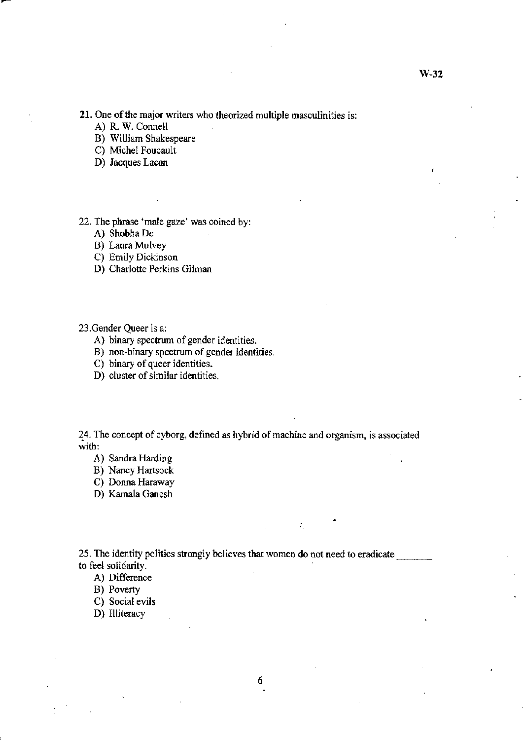**21.** One of the major writers who theorized multiple masculinities is:

A) R. W. Connell
B) William Shakespeare
C) Michel Foucault
D) Jacques Lacan

22. The phrase 'male gaze' was coined by:

A) Shobha De
B) Laura Mulvey
C) Emily Dickinson
D) Charlotte Perkins Gilman

23.Gender Queer is a:

A) binary spectrum of gender identities.
B) non-binary spectrum of gender identities.
C) binary of queer identities.
D) cluster of similar identities.

24. The concept of cyborg, defined as hybrid of machine and organism, is associated with:

A) Sandra Harding
B) Nancy Hartsock
C) Donna Haraway
D) Kamala Ganesh

25. The identity politics strongly believes that women do not need to eradicate _______ to feel solidarity.

A) Difference
B) Poverty
C) Social evils
D) Illiteracy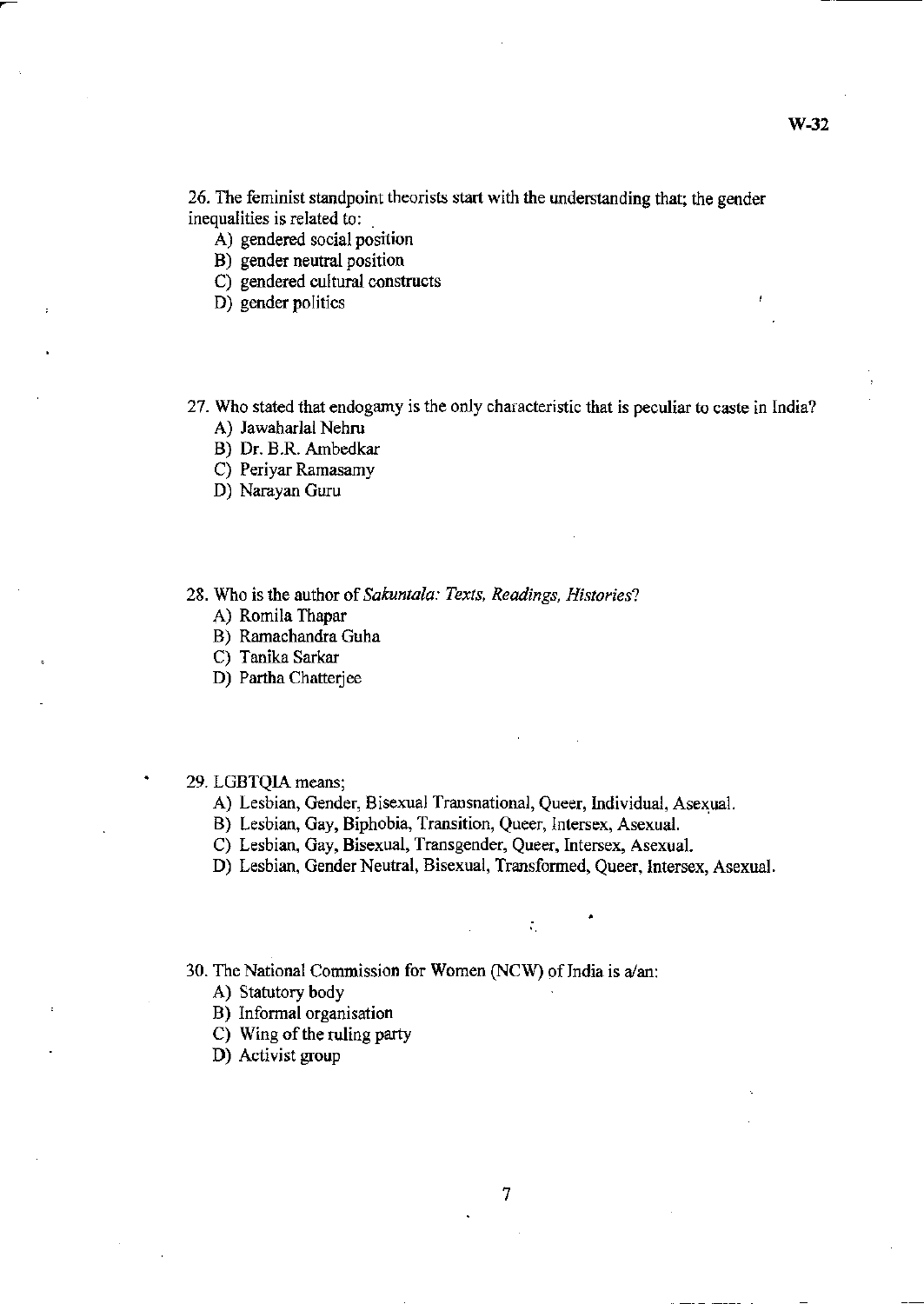26. The feminist standpoint theorists start with the understanding that; the gender inequalities is related to:
   - A) gendered social position
   - B) gender neutral position
   - C) gendered cultural constructs
   - D) gender politics

27. Who stated that endogamy is the only characteristic that is peculiar to caste in India?
   - A) Jawaharlal Nehru
   - B) Dr. B.R. Ambedkar
   - C) Periyar Ramasamy
   - D) Narayan Guru

28. Who is the author of *Sakuntala: Texts, Readings, Histories*?
   - A) Romila Thapar
   - B) Ramachandra Guha
   - C) Tanika Sarkar
   - D) Partha Chatterjee

29. LGBTQIA means;
   - A) Lesbian, Gender, Bisexual Transnational, Queer, Individual, Asexual.
   - B) Lesbian, Gay, Biphobia, Transition, Queer, Intersex, Asexual.
   - C) Lesbian, Gay, Bisexual, Transgender, Queer, Intersex, Asexual.
   - D) Lesbian, Gender Neutral, Bisexual, Transformed, Queer, Intersex, Asexual.

30. The National Commission for Women (NCW) of India is a/an:
   - A) Statutory body
   - B) Informal organisation
   - C) Wing of the ruling party
   - D) Activist group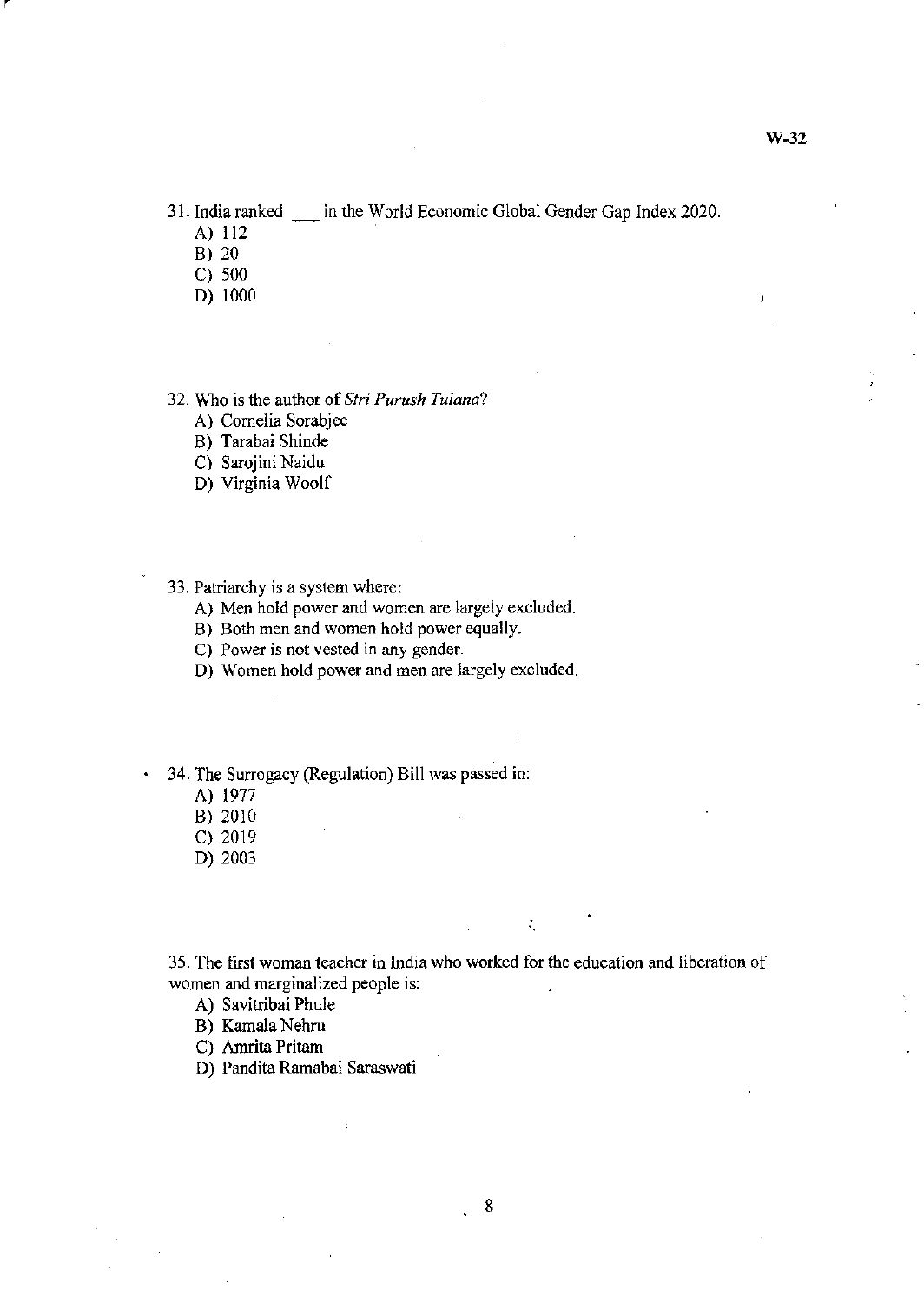31. India ranked ___ in the World Economic Global Gender Gap Index 2020.
    - A) 112
    - B) 20
    - C) 500
    - D) 1000

32. Who is the author of *Stri Purush Tulana*?
    - A) Cornelia Sorabjee
    - B) Tarabai Shinde
    - C) Sarojini Naidu
    - D) Virginia Woolf

33. Patriarchy is a system where:
    - A) Men hold power and women are largely excluded.
    - B) Both men and women hold power equally.
    - C) Power is not vested in any gender.
    - D) Women hold power and men are largely excluded.

34. The Surrogacy (Regulation) Bill was passed in:
    - A) 1977
    - B) 2010
    - C) 2019
    - D) 2003

35. The first woman teacher in India who worked for the education and liberation of women and marginalized people is:
    - A) Savitribai Phule
    - B) Kamala Nehru
    - C) Amrita Pritam
    - D) Pandita Ramabai Saraswati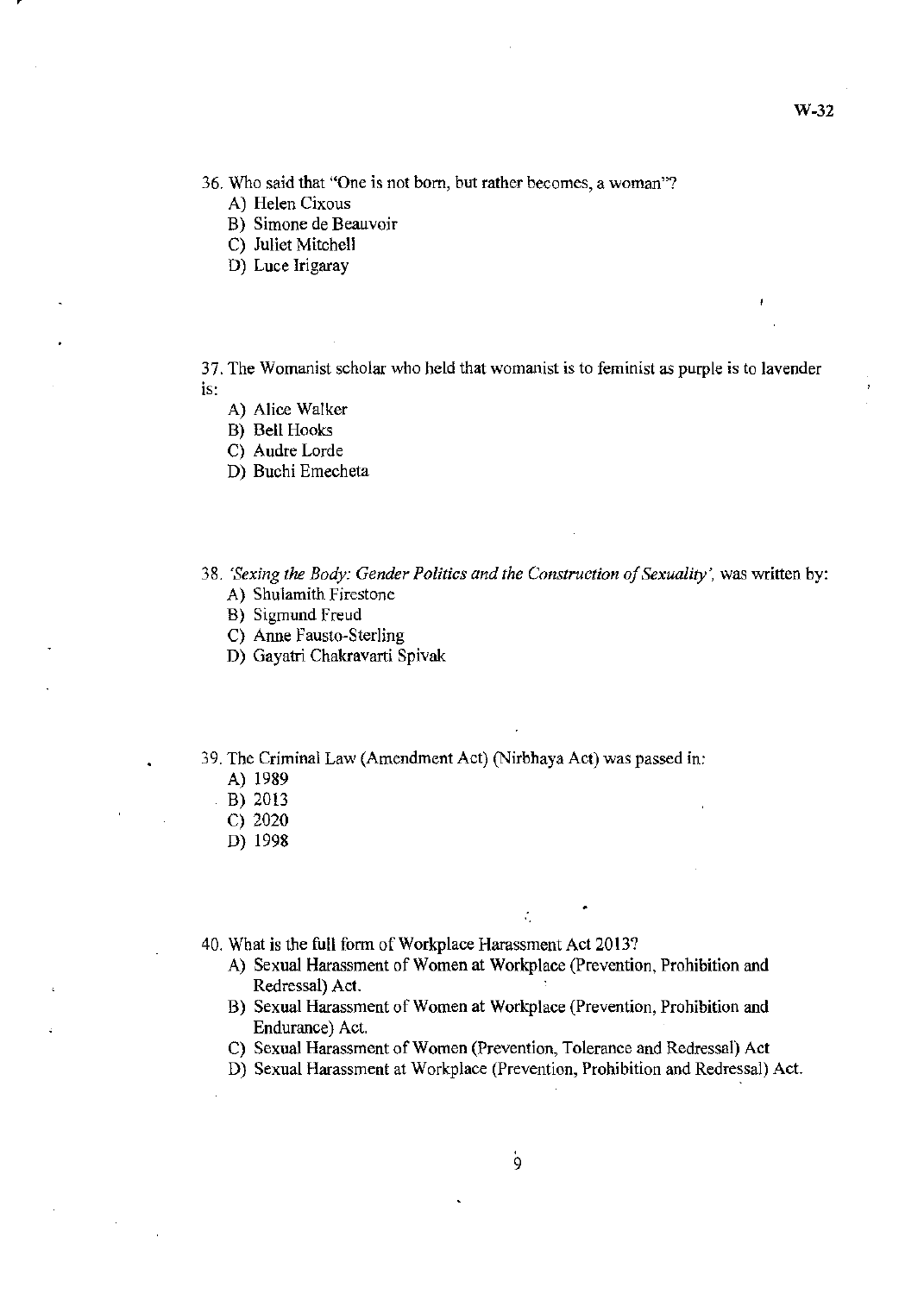36. Who said that "One is not born, but rather becomes, a woman"?
   A) Helen Cixous
   B) Simone de Beauvoir
   C) Juliet Mitchell
   D) Luce Irigaray

37. The Womanist scholar who held that womanist is to feminist as purple is to lavender is:
   A) Alice Walker
   B) Bell Hooks
   C) Audre Lorde
   D) Buchi Emecheta

38. *'Sexing the Body: Gender Politics and the Construction of Sexuality'*, was written by:
   A) Shulamith Firestone
   B) Sigmund Freud
   C) Anne Fausto-Sterling
   D) Gayatri Chakravarti Spivak

39. The Criminal Law (Amendment Act) (Nirbhaya Act) was passed in:
   A) 1989
   B) 2013
   C) 2020
   D) 1998

40. What is the full form of Workplace Harassment Act 2013?
   A) Sexual Harassment of Women at Workplace (Prevention, Prohibition and Redressal) Act.
   B) Sexual Harassment of Women at Workplace (Prevention, Prohibition and Endurance) Act.
   C) Sexual Harassment of Women (Prevention, Tolerance and Redressal) Act
   D) Sexual Harassment at Workplace (Prevention, Prohibition and Redressal) Act.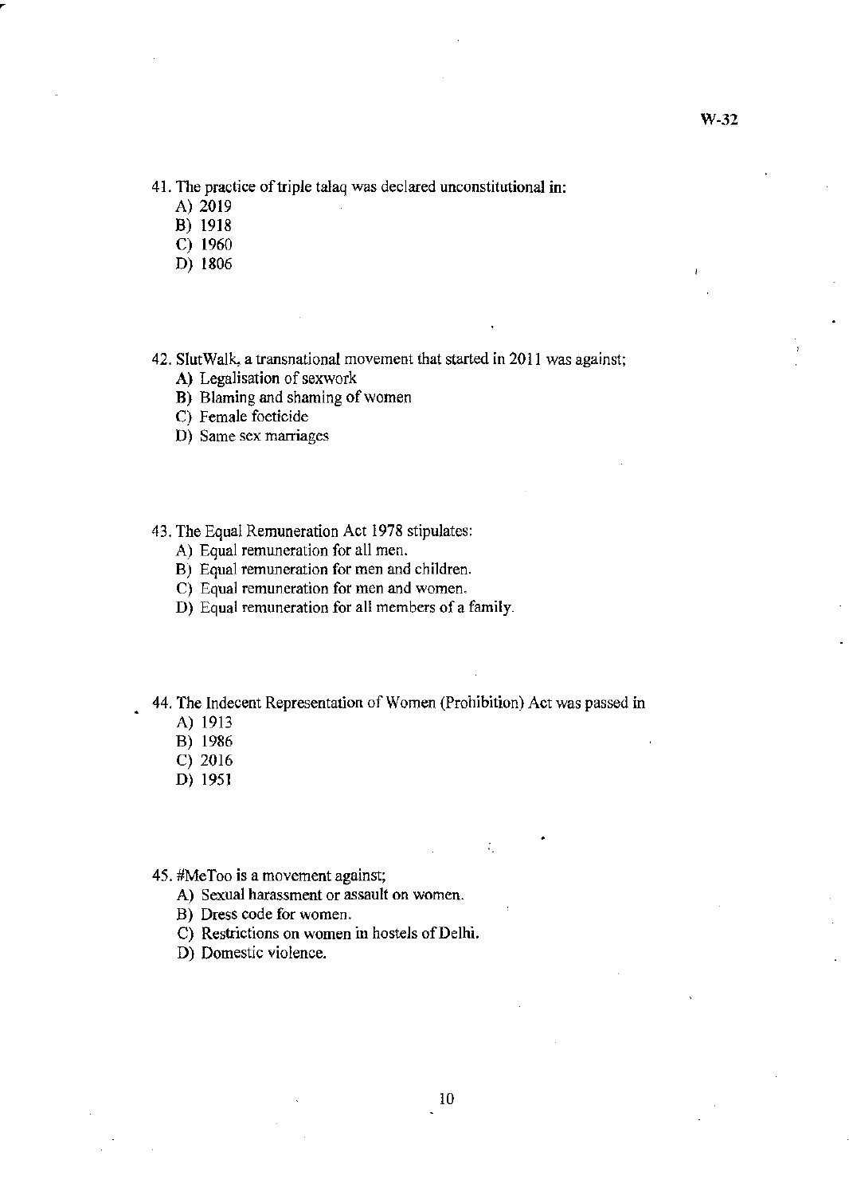41. The practice of triple talaq was declared unconstitutional in:
   A) 2019
   B) 1918
   C) 1960
   D) 1806

42. SlutWalk, a transnational movement that started in 2011 was against;
   A) Legalisation of sexwork
   B) Blaming and shaming of women
   C) Female foeticide
   D) Same sex marriages

43. The Equal Remuneration Act 1978 stipulates:
   A) Equal remuneration for all men.
   B) Equal remuneration for men and children.
   C) Equal remuneration for men and women.
   D) Equal remuneration for all members of a family.

44. The Indecent Representation of Women (Prohibition) Act was passed in
   A) 1913
   B) 1986
   C) 2016
   D) 1951

45. #MeToo is a movement against;
   A) Sexual harassment or assault on women.
   B) Dress code for women.
   C) Restrictions on women in hostels of Delhi.
   D) Domestic violence.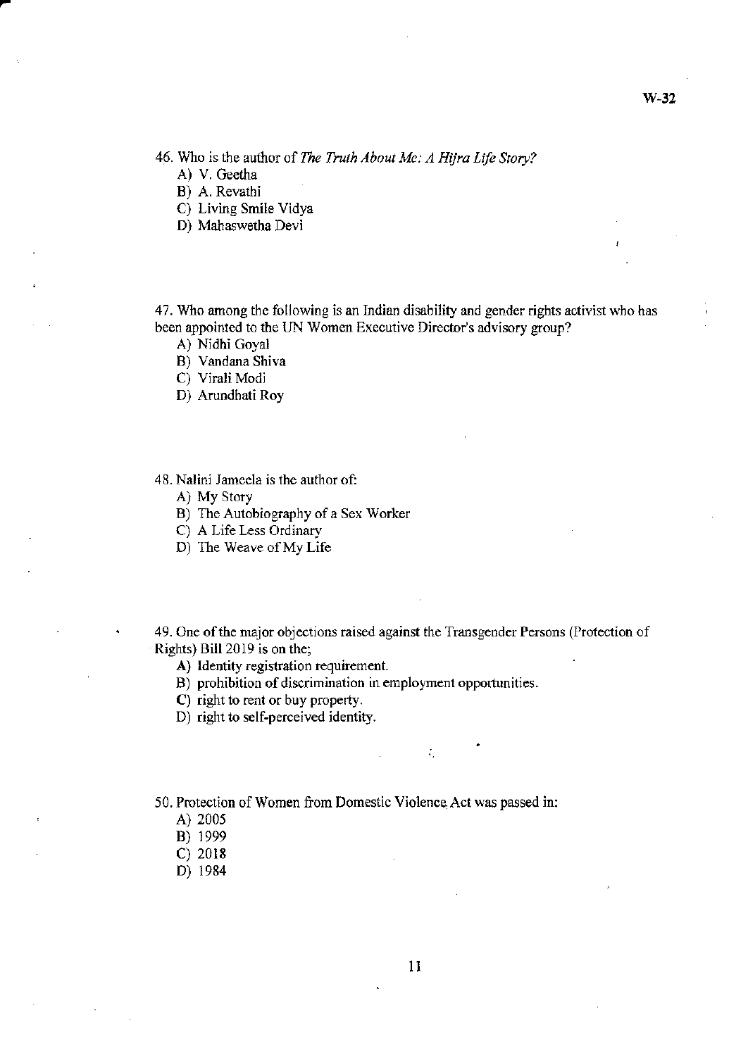46. Who is the author of *The Truth About Me: A Hijra Life Story?*

 A) V. Geetha
 B) A. Revathi
 C) Living Smile Vidya
 D) Mahaswetha Devi

47. Who among the following is an Indian disability and gender rights activist who has been appointed to the UN Women Executive Director's advisory group?

 A) Nidhi Goyal
 B) Vandana Shiva
 C) Virali Modi
 D) Arundhati Roy

48. Nalini Jameela is the author of:

 A) My Story
 B) The Autobiography of a Sex Worker
 C) A Life Less Ordinary
 D) The Weave of My Life

49. One of the major objections raised against the Transgender Persons (Protection of Rights) Bill 2019 is on the;

 A) Identity registration requirement.
 B) prohibition of discrimination in employment opportunities.
 C) right to rent or buy property.
 D) right to self-perceived identity.

50. Protection of Women from Domestic Violence Act was passed in:

 A) 2005
 B) 1999
 C) 2018
 D) 1984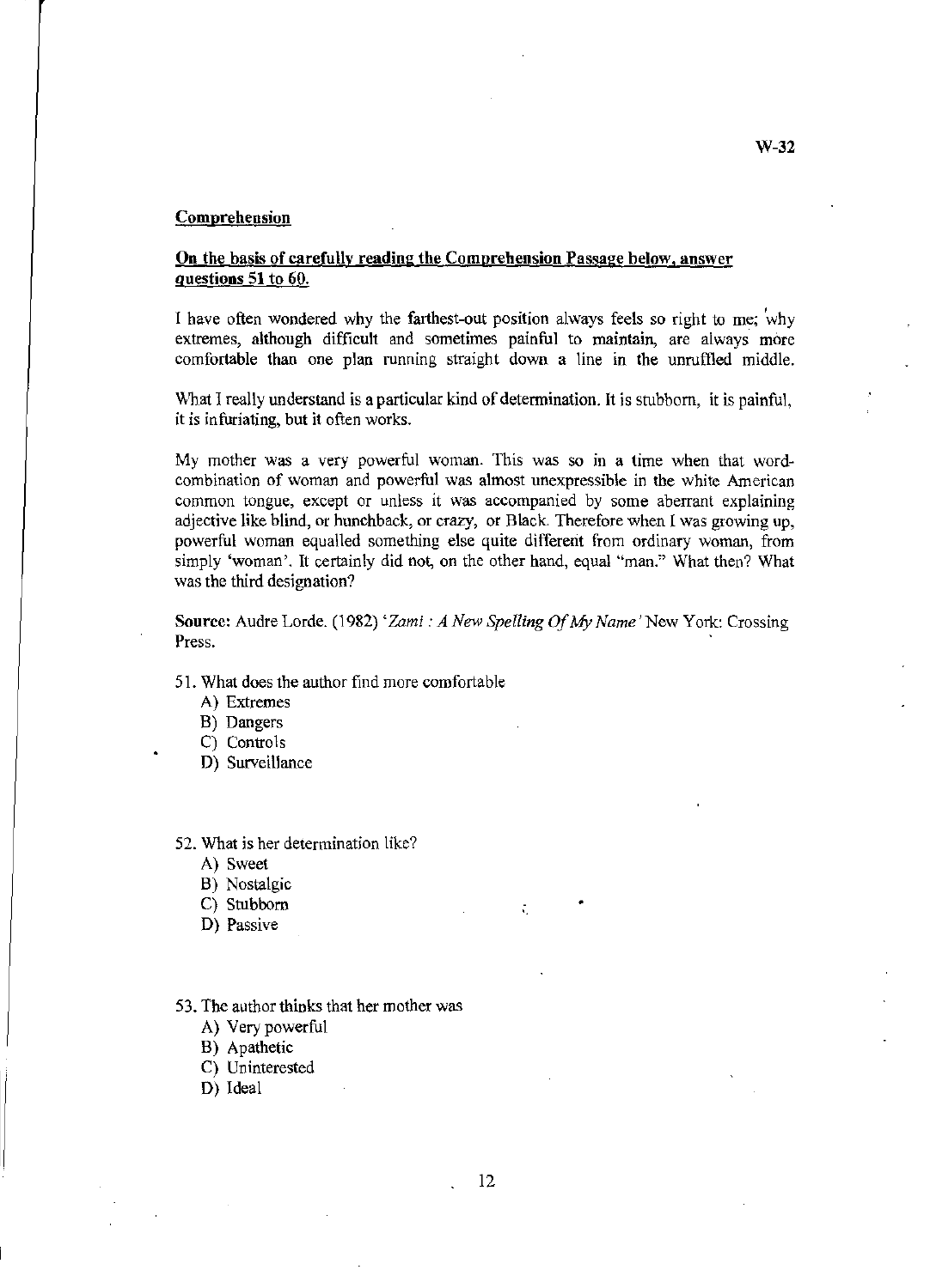## Comprehension

**On the basis of carefully reading the Comprehension Passage below, answer questions 51 to 60.**

I have often wondered why the farthest-out position always feels so right to me; why extremes, although difficult and sometimes painful to maintain, are always more comfortable than one plan running straight down a line in the unruffled middle.

What I really understand is a particular kind of determination. It is stubborn, it is painful, it is infuriating, but it often works.

My mother was a very powerful woman. This was so in a time when that word-combination of woman and powerful was almost unexpressible in the white American common tongue, except or unless it was accompanied by some aberrant explaining adjective like blind, or hunchback, or crazy, or Black. Therefore when I was growing up, powerful woman equalled something else quite different from ordinary woman, from simply 'woman'. It certainly did not, on the other hand, equal "man." What then? What was the third designation?

**Source:** Audre Lorde. (1982) '*Zami : A New Spelling Of My Name*' New York: Crossing Press.

51. What does the author find more comfortable
    - A) Extremes
    - B) Dangers
    - C) Controls
    - D) Surveillance

52. What is her determination like?
    - A) Sweet
    - B) Nostalgic
    - C) Stubborn
    - D) Passive

53. The author thinks that her mother was
    - A) Very powerful
    - B) Apathetic
    - C) Uninterested
    - D) Ideal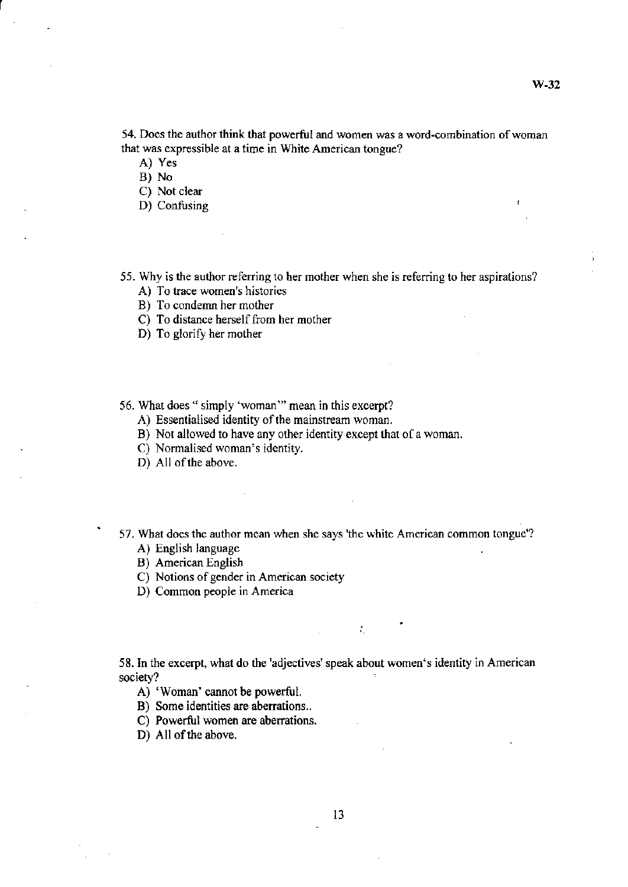54. Does the author think that powerful and women was a word-combination of woman that was expressible at a time in White American tongue?

A) Yes
B) No
C) Not clear
D) Confusing

55. Why is the author referring to her mother when she is referring to her aspirations?

A) To trace women's histories
B) To condemn her mother
C) To distance herself from her mother
D) To glorify her mother

56. What does " simply 'woman'" mean in this excerpt?

A) Essentialised identity of the mainstream woman.
B) Not allowed to have any other identity except that of a woman.
C) Normalised woman's identity.
D) All of the above.

57. What does the author mean when she says 'the white American common tongue'?

A) English language
B) American English
C) Notions of gender in American society
D) Common people in America

58. In the excerpt, what do the 'adjectives' speak about women's identity in American society?

A) 'Woman' cannot be powerful.
B) Some identities are aberrations..
C) Powerful women are aberrations.
D) All of the above.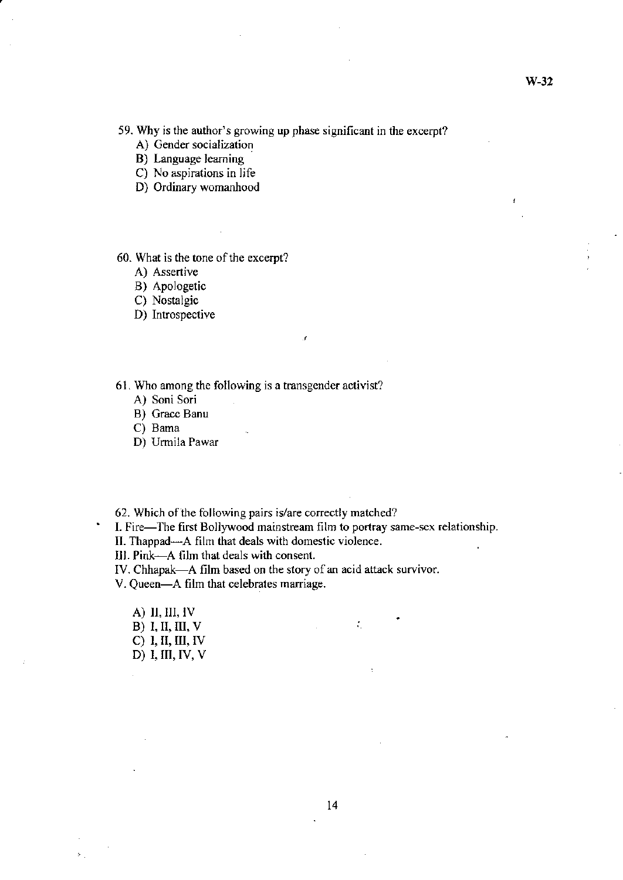59. Why is the author's growing up phase significant in the excerpt?
   A) Gender socialization
   B) Language learning
   C) No aspirations in life
   D) Ordinary womanhood

60. What is the tone of the excerpt?
   A) Assertive
   B) Apologetic
   C) Nostalgic
   D) Introspective

61. Who among the following is a transgender activist?
   A) Soni Sori
   B) Grace Banu
   C) Bama
   D) Urmila Pawar

62. Which of the following pairs is/are correctly matched?

I. Fire—The first Bollywood mainstream film to portray same-sex relationship.

II. Thappad—A film that deals with domestic violence.

III. Pink—A film that deals with consent.

IV. Chhapak—A film based on the story of an acid attack survivor.

V. Queen—A film that celebrates marriage.

   A) II, III, IV
   B) I, II, III, V
   C) I, II, III, IV
   D) I, III, IV, V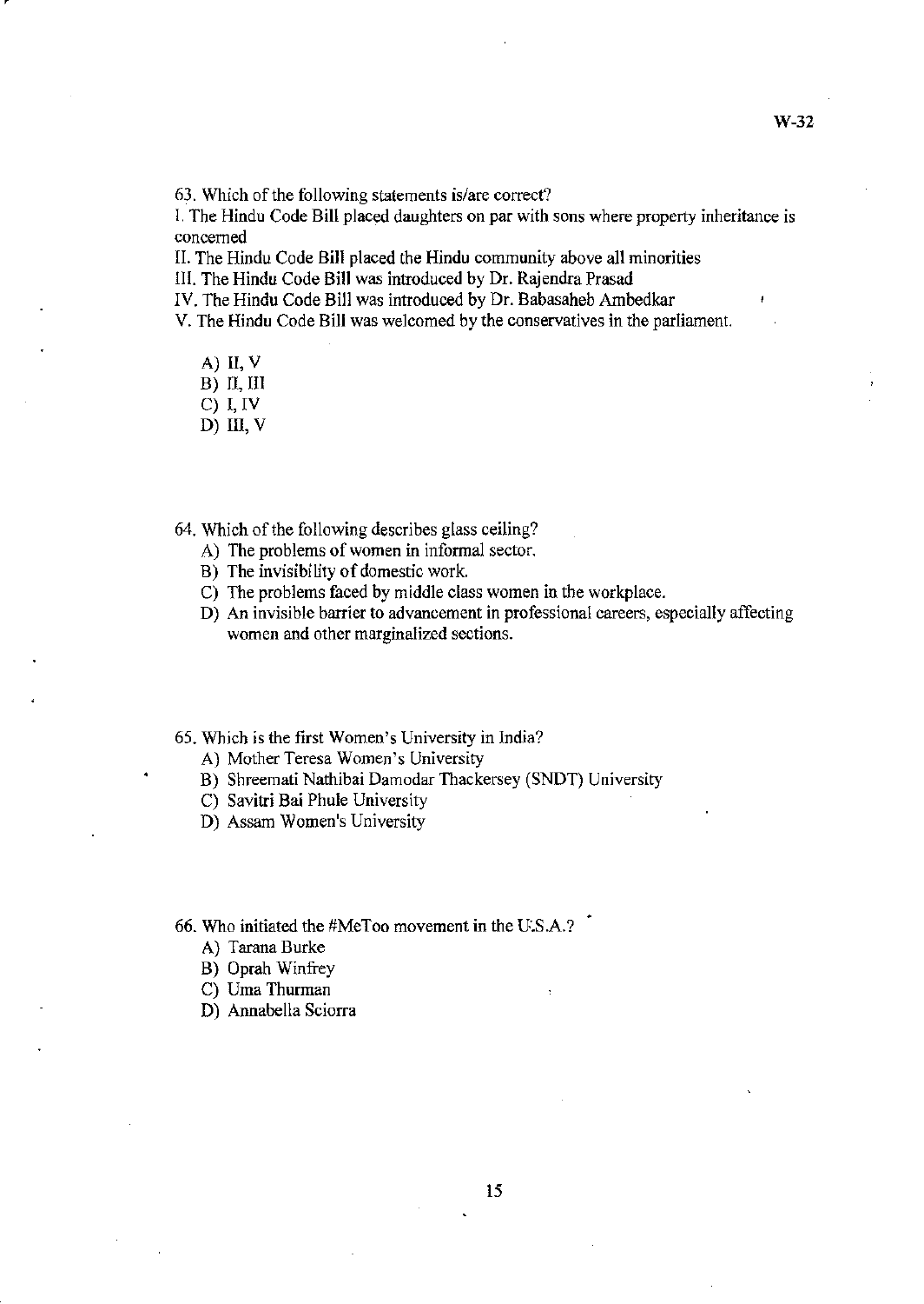63. Which of the following statements is/are correct?

I. The Hindu Code Bill placed daughters on par with sons where property inheritance is concerned

II. The Hindu Code Bill placed the Hindu community above all minorities

III. The Hindu Code Bill was introduced by Dr. Rajendra Prasad

IV. The Hindu Code Bill was introduced by Dr. Babasaheb Ambedkar

V. The Hindu Code Bill was welcomed by the conservatives in the parliament.

A) II, V
B) II, III
C) I, IV
D) III, V

64. Which of the following describes glass ceiling?

A) The problems of women in informal sector.
B) The invisibility of domestic work.
C) The problems faced by middle class women in the workplace.
D) An invisible barrier to advancement in professional careers, especially affecting women and other marginalized sections.

65. Which is the first Women's University in India?

A) Mother Teresa Women's University
B) Shreemati Nathibai Damodar Thackersey (SNDT) University
C) Savitri Bai Phule University
D) Assam Women's University

66. Who initiated the #MeToo movement in the U.S.A.?

A) Tarana Burke
B) Oprah Winfrey
C) Uma Thurman
D) Annabella Sciorra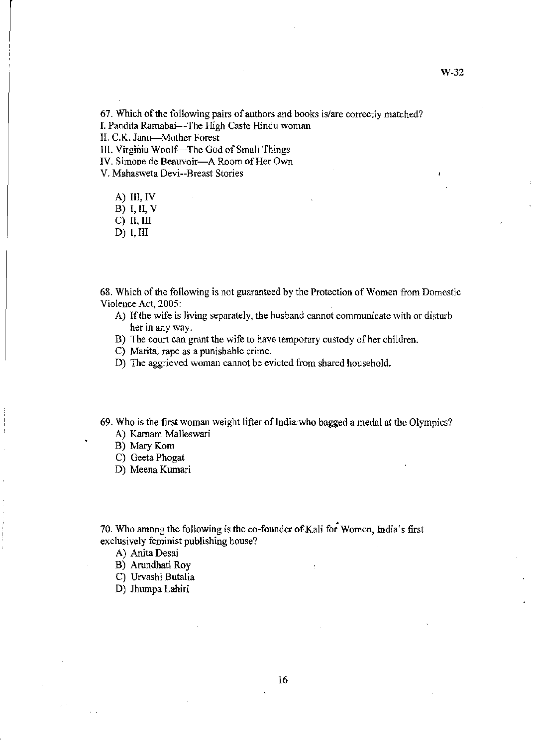67. Which of the following pairs of authors and books is/are correctly matched?

I. Pandita Ramabai—The High Caste Hindu woman

II. C.K. Janu—Mother Forest

III. Virginia Woolf—The God of Small Things

IV. Simone de Beauvoir—A Room of Her Own

V. Mahasweta Devi--Breast Stories

A) III, IV
B) I, II, V
C) II, III
D) I, III

68. Which of the following is not guaranteed by the Protection of Women from Domestic Violence Act, 2005:

A) If the wife is living separately, the husband cannot communicate with or disturb her in any way.
B) The court can grant the wife to have temporary custody of her children.
C) Marital rape as a punishable crime.
D) The aggrieved woman cannot be evicted from shared household.

69. Who is the first woman weight lifter of India who bagged a medal at the Olympics?

A) Karnam Malleswari
B) Mary Kom
C) Geeta Phogat
D) Meena Kumari

70. Who among the following is the co-founder of Kali for Women, India's first exclusively feminist publishing house?

A) Anita Desai
B) Arundhati Roy
C) Urvashi Butalia
D) Jhumpa Lahiri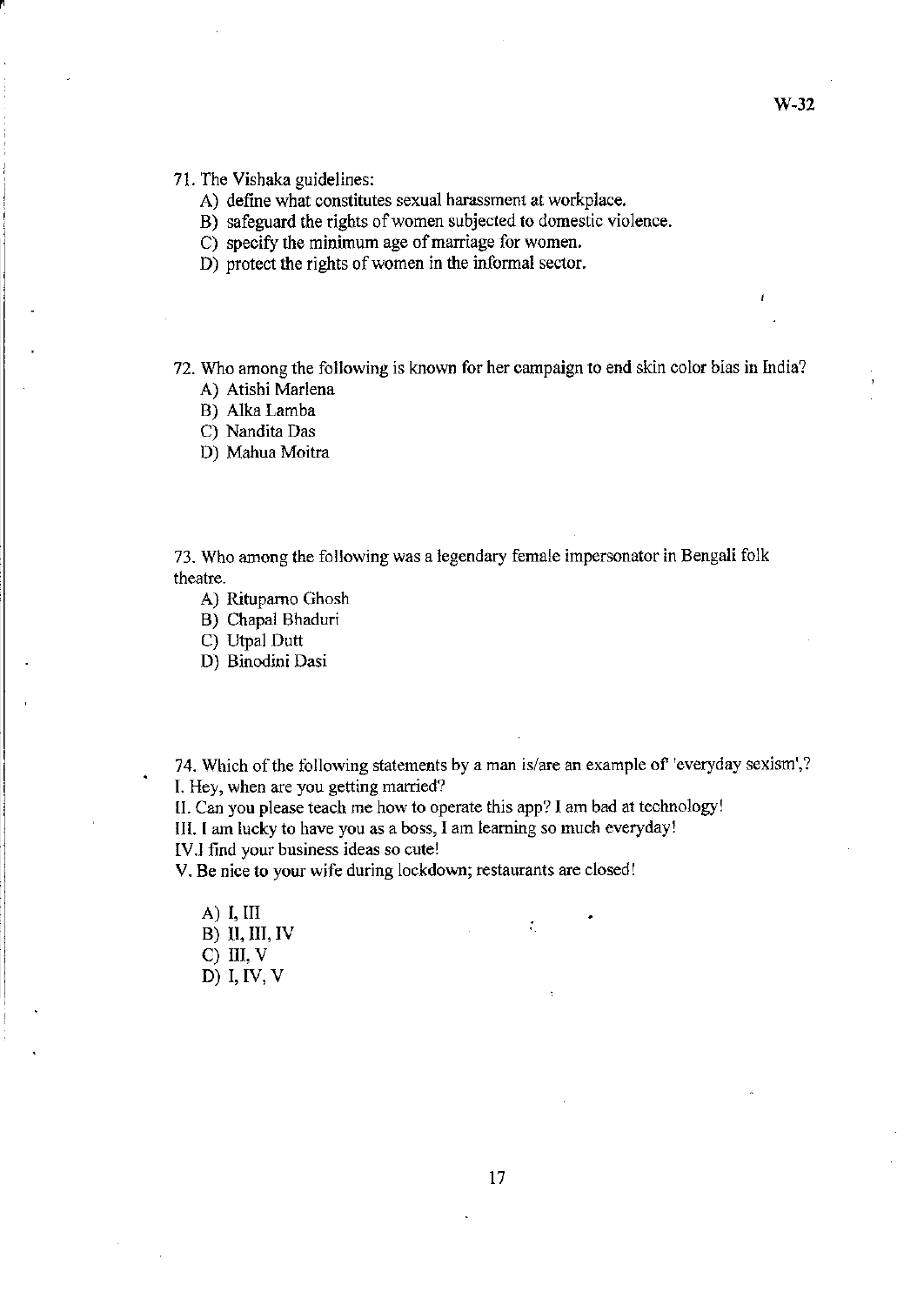71. The Vishaka guidelines:

A) define what constitutes sexual harassment at workplace.
B) safeguard the rights of women subjected to domestic violence.
C) specify the minimum age of marriage for women.
D) protect the rights of women in the informal sector.

72. Who among the following is known for her campaign to end skin color bias in India?

A) Atishi Marlena
B) Alka Lamba
C) Nandita Das
D) Mahua Moitra

73. Who among the following was a legendary female impersonator in Bengali folk theatre.

A) Rituparno Ghosh
B) Chapal Bhaduri
C) Utpal Dutt
D) Binodini Dasi

74. Which of the following statements by a man is/are an example of' 'everyday sexism',?

I. Hey, when are you getting married?

II. Can you please teach me how to operate this app? I am bad at technology!

III. I am lucky to have you as a boss, I am learning so much everyday!

IV.I find your business ideas so cute!

V. Be nice to your wife during lockdown; restaurants are closed!

A) I, III
B) II, III, IV
C) III, V
D) I, IV, V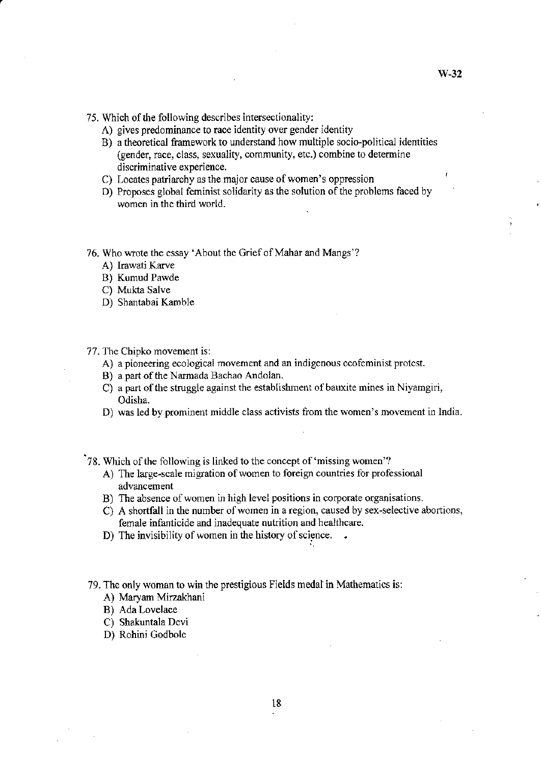75. Which of the following describes intersectionality:
   A) gives predominance to race identity over gender identity
   B) a theoretical framework to understand how multiple socio-political identities (gender, race, class, sexuality, community, etc.) combine to determine discriminative experience.
   C) Locates patriarchy as the major cause of women's oppression
   D) Proposes global feminist solidarity as the solution of the problems faced by women in the third world.

76. Who wrote the essay 'About the Grief of Mahar and Mangs'?
   A) Irawati Karve
   B) Kumud Pawde
   C) Mukta Salve
   D) Shantabai Kamble

77. The Chipko movement is:
   A) a pioneering ecological movement and an indigenous ecofeminist protest.
   B) a part of the Narmada Bachao Andolan.
   C) a part of the struggle against the establishment of bauxite mines in Niyamgiri, Odisha.
   D) was led by prominent middle class activists from the women's movement in India.

78. Which of the following is linked to the concept of 'missing women'?
   A) The large-scale migration of women to foreign countries for professional advancement
   B) The absence of women in high level positions in corporate organisations.
   C) A shortfall in the number of women in a region, caused by sex-selective abortions, female infanticide and inadequate nutrition and healthcare.
   D) The invisibility of women in the history of science.

79. The only woman to win the prestigious Fields medal in Mathematics is:
   A) Maryam Mirzakhani
   B) Ada Lovelace
   C) Shakuntala Devi
   D) Rohini Godbole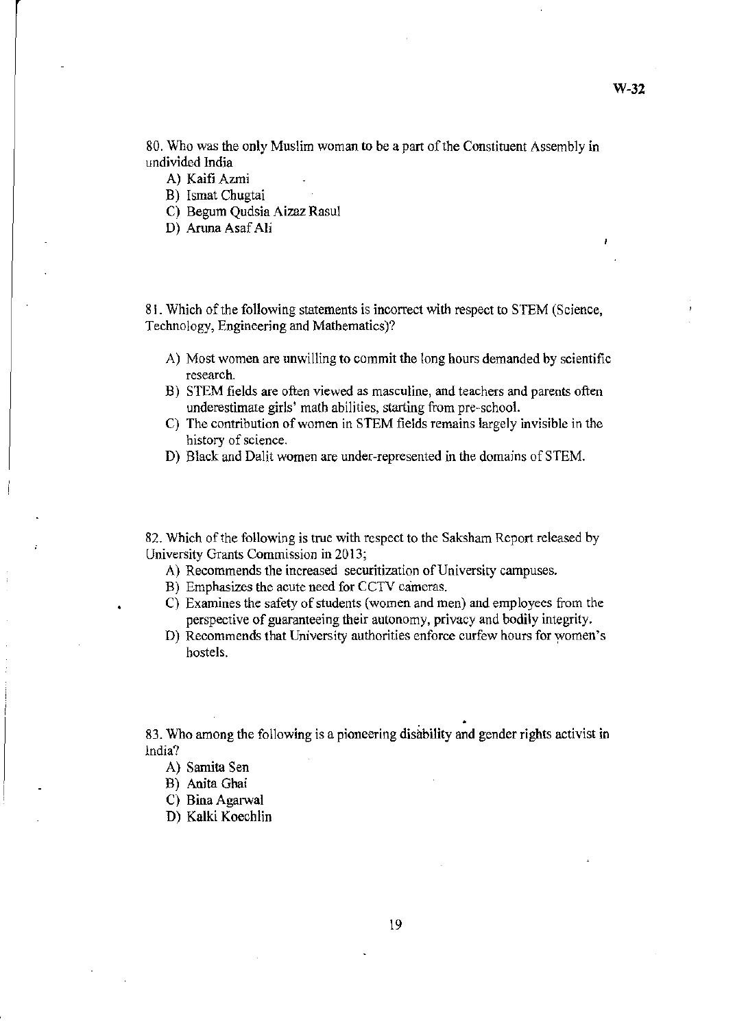80. Who was the only Muslim woman to be a part of the Constituent Assembly in undivided India

A) Kaifi Azmi
B) Ismat Chugtai
C) Begum Qudsia Aizaz Rasul
D) Aruna Asaf Ali

81. Which of the following statements is incorrect with respect to STEM (Science, Technology, Engineering and Mathematics)?

A) Most women are unwilling to commit the long hours demanded by scientific research.
B) STEM fields are often viewed as masculine, and teachers and parents often underestimate girls' math abilities, starting from pre-school.
C) The contribution of women in STEM fields remains largely invisible in the history of science.
D) Black and Dalit women are under-represented in the domains of STEM.

82. Which of the following is true with respect to the Saksham Report released by University Grants Commission in 2013;

A) Recommends the increased securitization of University campuses.
B) Emphasizes the acute need for CCTV cameras.
C) Examines the safety of students (women and men) and employees from the perspective of guaranteeing their autonomy, privacy and bodily integrity.
D) Recommends that University authorities enforce curfew hours for women's hostels.

83. Who among the following is a pioneering disability and gender rights activist in India?

A) Samita Sen
B) Anita Ghai
C) Bina Agarwal
D) Kalki Koechlin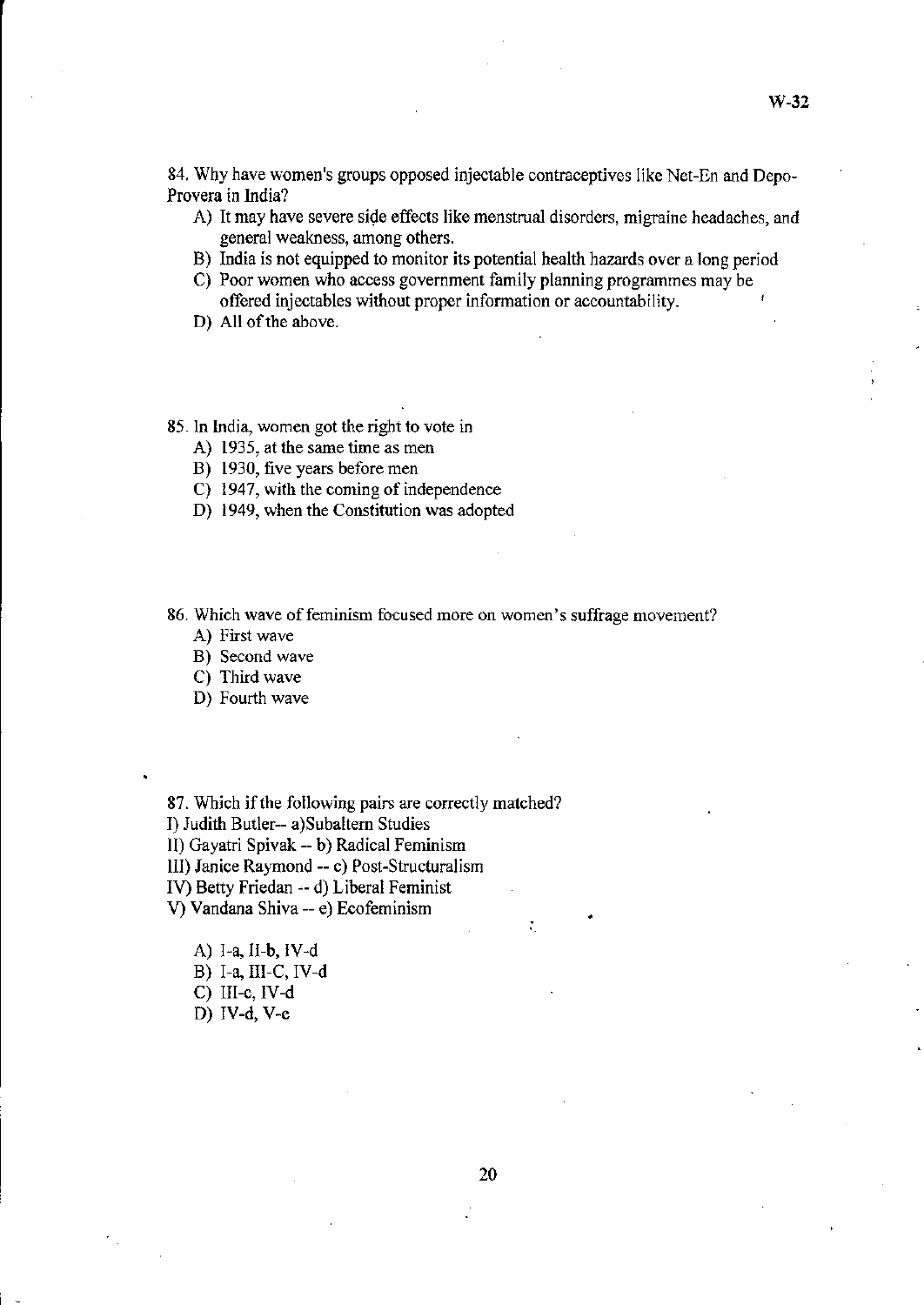84. Why have women's groups opposed injectable contraceptives like Net-En and Depo-Provera in India?

A) It may have severe side effects like menstrual disorders, migraine headaches, and general weakness, among others.
B) India is not equipped to monitor its potential health hazards over a long period
C) Poor women who access government family planning programmes may be offered injectables without proper information or accountability.
D) All of the above.

85. In India, women got the right to vote in

A) 1935, at the same time as men
B) 1930, five years before men
C) 1947, with the coming of independence
D) 1949, when the Constitution was adopted

86. Which wave of feminism focused more on women's suffrage movement?

A) First wave
B) Second wave
C) Third wave
D) Fourth wave

87. Which if the following pairs are correctly matched?

I) Judith Butler-- a)Subaltern Studies
II) Gayatri Spivak -- b) Radical Feminism
III) Janice Raymond -- c) Post-Structuralism
IV) Betty Friedan -- d) Liberal Feminist
V) Vandana Shiva -- e) Ecofeminism

A) I-a, II-b, IV-d
B) I-a, III-C, IV-d
C) III-c, IV-d
D) IV-d, V-e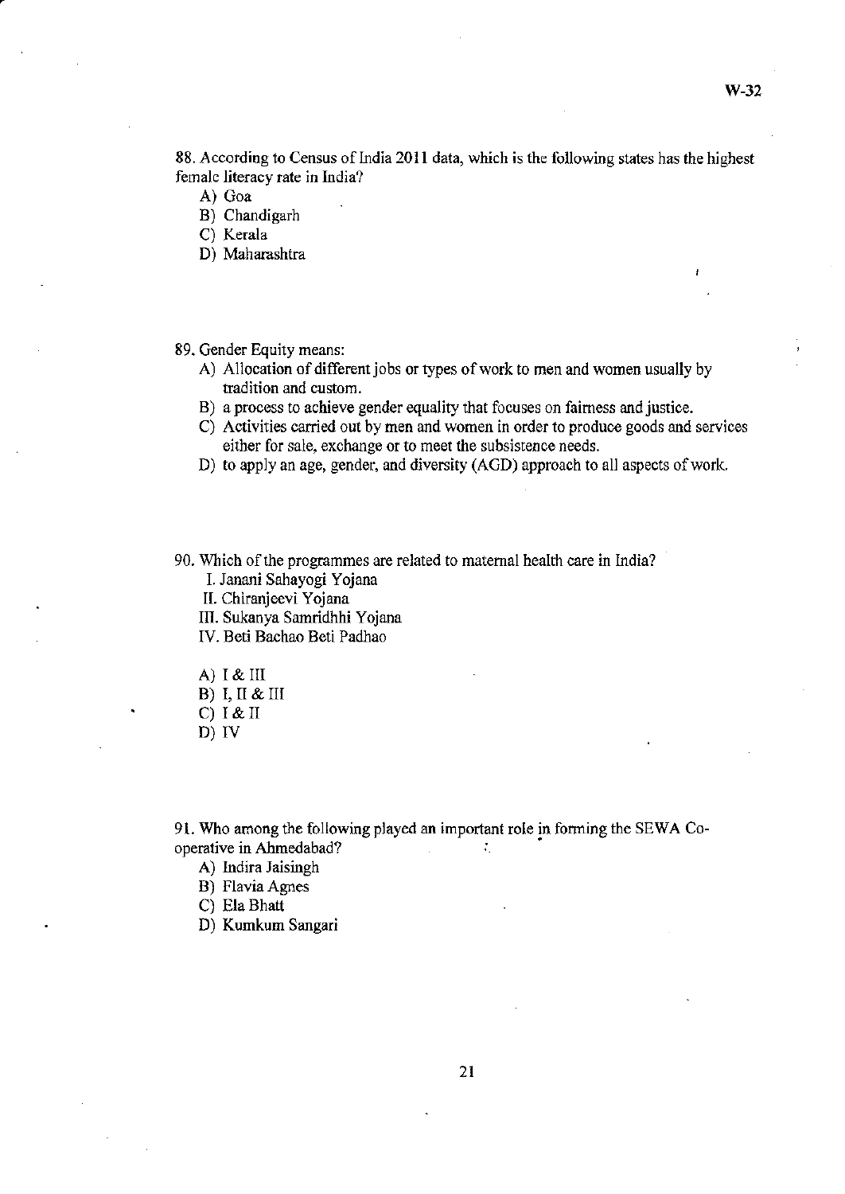88. According to Census of India 2011 data, which is the following states has the highest female literacy rate in India?

A) Goa
B) Chandigarh
C) Kerala
D) Maharashtra

89. Gender Equity means:

A) Allocation of different jobs or types of work to men and women usually by tradition and custom.
B) a process to achieve gender equality that focuses on fairness and justice.
C) Activities carried out by men and women in order to produce goods and services either for sale, exchange or to meet the subsistence needs.
D) to apply an age, gender, and diversity (AGD) approach to all aspects of work.

90. Which of the programmes are related to maternal health care in India?

I. Janani Sahayogi Yojana
II. Chiranjeevi Yojana
III. Sukanya Samridhhi Yojana
IV. Beti Bachao Beti Padhao

A) I & III
B) I, II & III
C) I & II
D) IV

91. Who among the following played an important role in forming the SEWA Co-operative in Ahmedabad?

A) Indira Jaisingh
B) Flavia Agnes
C) Ela Bhatt
D) Kumkum Sangari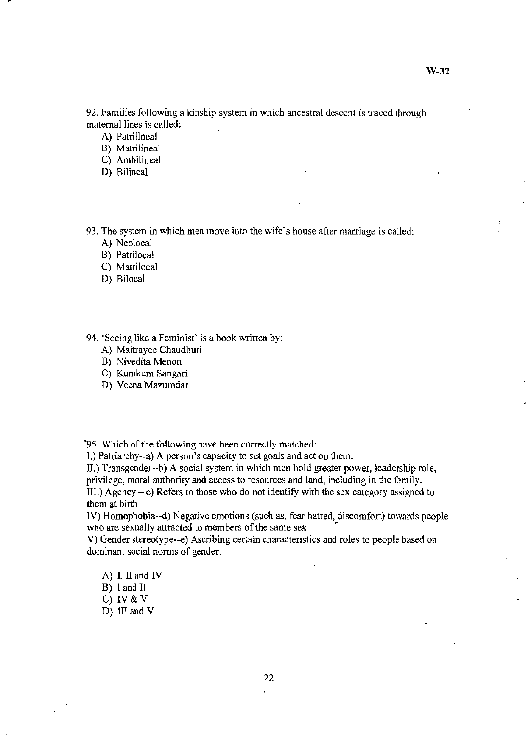92. Families following a kinship system in which ancestral descent is traced through maternal lines is called:

A) Patrilineal
B) Matrilineal
C) Ambilineal
D) Bilineal

93. The system in which men move into the wife's house after marriage is called;

A) Neolocal
B) Patrilocal
C) Matrilocal
D) Bilocal

94. 'Seeing like a Feminist' is a book written by:

A) Maitrayee Chaudhuri
B) Nivedita Menon
C) Kumkum Sangari
D) Veena Mazumdar

95. Which of the following have been correctly matched:

I.) Patriarchy--a) A person's capacity to set goals and act on them.

II.) Transgender--b) A social system in which men hold greater power, leadership role, privilege, moral authority and access to resources and land, including in the family.

III.) Agency – c) Refers to those who do not identify with the sex category assigned to them at birth

IV) Homophobia--d) Negative emotions (such as, fear hatred, discomfort) towards people who are sexually attracted to members of the same sex

V) Gender stereotype--e) Ascribing certain characteristics and roles to people based on dominant social norms of gender.

A) I, II and IV
B) I and II
C) IV & V
D) III and V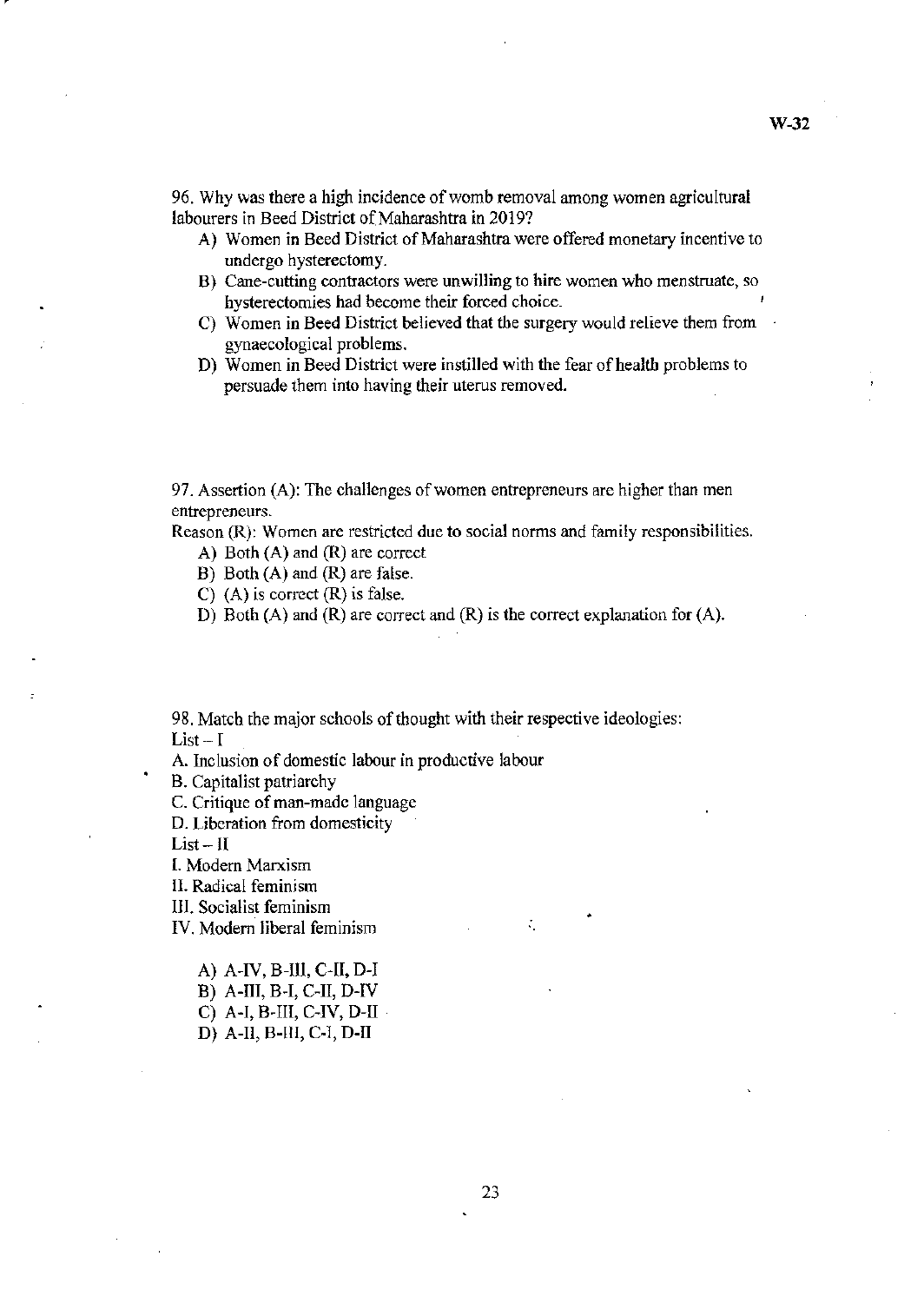96. Why was there a high incidence of womb removal among women agricultural labourers in Beed District of Maharashtra in 2019?

A) Women in Beed District of Maharashtra were offered monetary incentive to undergo hysterectomy.
B) Cane-cutting contractors were unwilling to hire women who menstruate, so hysterectomies had become their forced choice.
C) Women in Beed District believed that the surgery would relieve them from gynaecological problems.
D) Women in Beed District were instilled with the fear of health problems to persuade them into having their uterus removed.

97. Assertion (A): The challenges of women entrepreneurs are higher than men entrepreneurs.

Reason (R): Women are restricted due to social norms and family responsibilities.

A) Both (A) and (R) are correct
B) Both (A) and (R) are false.
C) (A) is correct (R) is false.
D) Both (A) and (R) are correct and (R) is the correct explanation for (A).

98. Match the major schools of thought with their respective ideologies:

List – I

A. Inclusion of domestic labour in productive labour
B. Capitalist patriarchy
C. Critique of man-made language
D. Liberation from domesticity

List – II

I. Modern Marxism
II. Radical feminism
III. Socialist feminism
IV. Modern liberal feminism

A) A-IV, B-III, C-II, D-I
B) A-III, B-I, C-II, D-IV
C) A-I, B-III, C-IV, D-II
D) A-II, B-III, C-I, D-II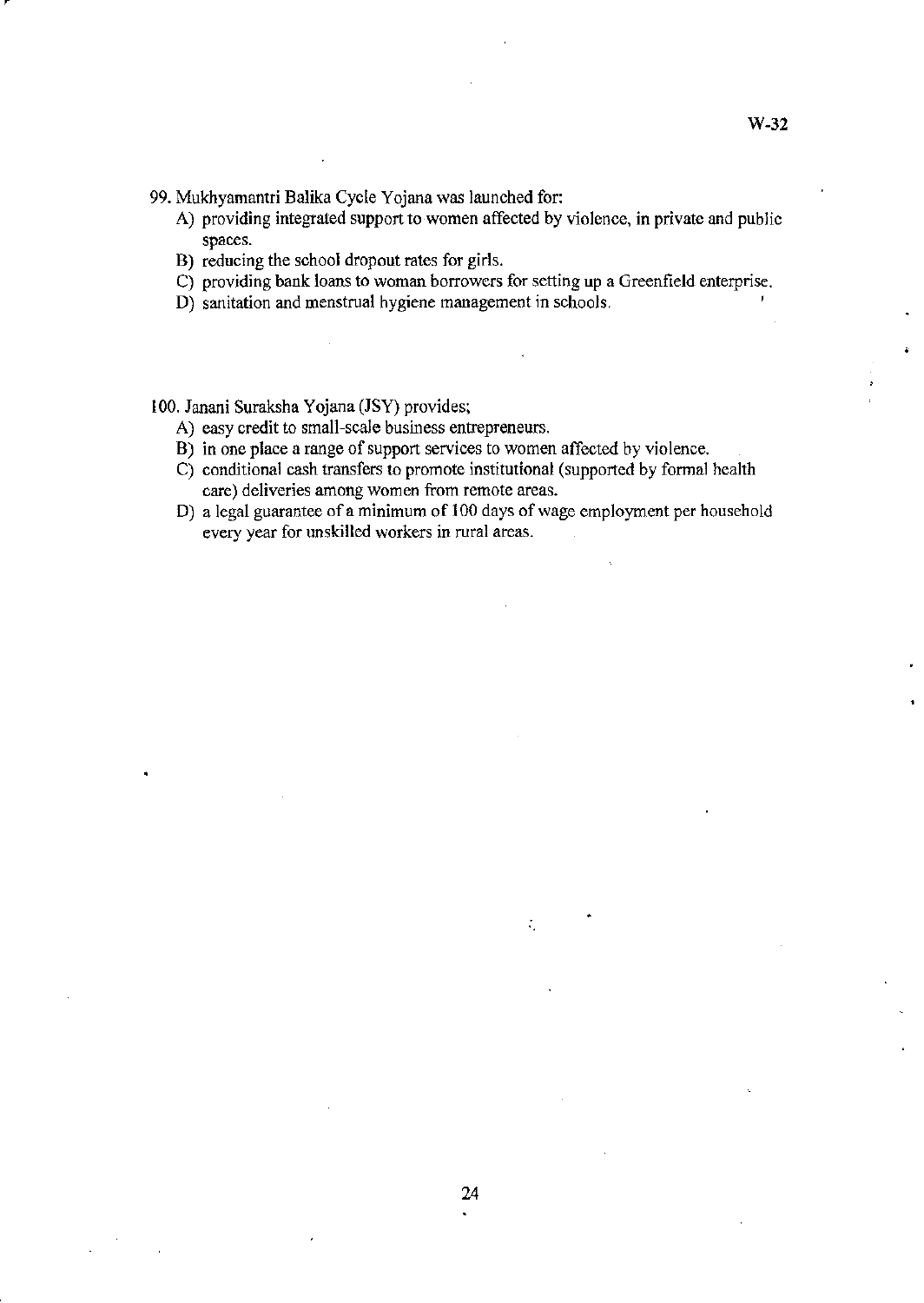99. Mukhyamantri Balika Cycle Yojana was launched for:

A) providing integrated support to women affected by violence, in private and public spaces.

B) reducing the school dropout rates for girls.

C) providing bank loans to woman borrowers for setting up a Greenfield enterprise.

D) sanitation and menstrual hygiene management in schools.

100. Janani Suraksha Yojana (JSY) provides;

A) easy credit to small-scale business entrepreneurs.

B) in one place a range of support services to women affected by violence.

C) conditional cash transfers to promote institutional (supported by formal health care) deliveries among women from remote areas.

D) a legal guarantee of a minimum of 100 days of wage employment per household every year for unskilled workers in rural areas.